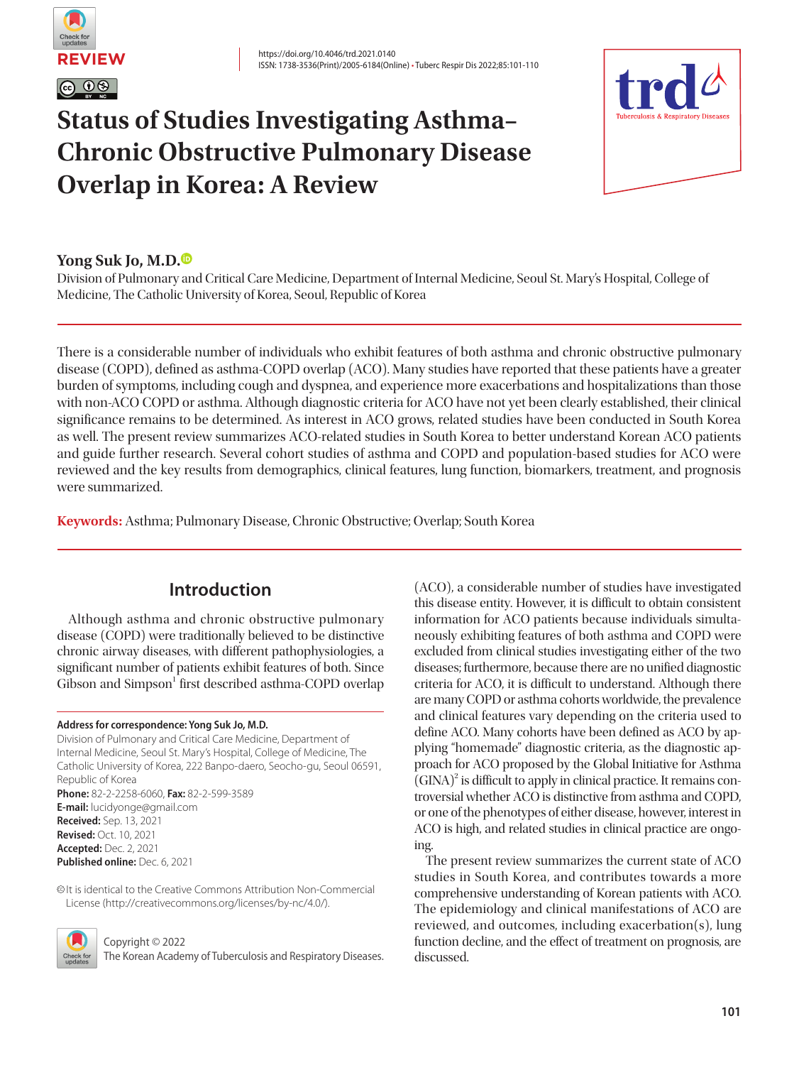REVIEW

https://doi.org/10.4046/trd.2021.0140
ISSN: 1738-3536(Print)/2005-6184(Online) • Tuberc Respir Dis 2022;85:101-110

# Status of Studies Investigating Asthma–Chronic Obstructive Pulmonary Disease Overlap in Korea: A Review

**Yong Suk Jo, M.D.**

Division of Pulmonary and Critical Care Medicine, Department of Internal Medicine, Seoul St. Mary's Hospital, College of Medicine, The Catholic University of Korea, Seoul, Republic of Korea

There is a considerable number of individuals who exhibit features of both asthma and chronic obstructive pulmonary disease (COPD), defined as asthma-COPD overlap (ACO). Many studies have reported that these patients have a greater burden of symptoms, including cough and dyspnea, and experience more exacerbations and hospitalizations than those with non-ACO COPD or asthma. Although diagnostic criteria for ACO have not yet been clearly established, their clinical significance remains to be determined. As interest in ACO grows, related studies have been conducted in South Korea as well. The present review summarizes ACO-related studies in South Korea to better understand Korean ACO patients and guide further research. Several cohort studies of asthma and COPD and population-based studies for ACO were reviewed and the key results from demographics, clinical features, lung function, biomarkers, treatment, and prognosis were summarized.

**Keywords:** Asthma; Pulmonary Disease, Chronic Obstructive; Overlap; South Korea

## Introduction

Although asthma and chronic obstructive pulmonary disease (COPD) were traditionally believed to be distinctive chronic airway diseases, with different pathophysiologies, a significant number of patients exhibit features of both. Since Gibson and Simpson[1] first described asthma-COPD overlap (ACO), a considerable number of studies have investigated this disease entity. However, it is difficult to obtain consistent information for ACO patients because individuals simultaneously exhibiting features of both asthma and COPD were excluded from clinical studies investigating either of the two diseases; furthermore, because there are no unified diagnostic criteria for ACO, it is difficult to understand. Although there are many COPD or asthma cohorts worldwide, the prevalence and clinical features vary depending on the criteria used to define ACO. Many cohorts have been defined as ACO by applying "homemade" diagnostic criteria, as the diagnostic approach for ACO proposed by the Global Initiative for Asthma (GINA)[2] is difficult to apply in clinical practice. It remains controversial whether ACO is distinctive from asthma and COPD, or one of the phenotypes of either disease, however, interest in ACO is high, and related studies in clinical practice are ongoing.

The present review summarizes the current state of ACO studies in South Korea, and contributes towards a more comprehensive understanding of Korean patients with ACO. The epidemiology and clinical manifestations of ACO are reviewed, and outcomes, including exacerbation(s), lung function decline, and the effect of treatment on prognosis, are discussed.

**Address for correspondence: Yong Suk Jo, M.D.**
Division of Pulmonary and Critical Care Medicine, Department of Internal Medicine, Seoul St. Mary's Hospital, College of Medicine, The Catholic University of Korea, 222 Banpo-daero, Seocho-gu, Seoul 06591, Republic of Korea
**Phone:** 82-2-2258-6060, **Fax:** 82-2-599-3589
**E-mail:** lucidyonge@gmail.com
**Received:** Sep. 13, 2021
**Revised:** Oct. 10, 2021
**Accepted:** Dec. 2, 2021
**Published online:** Dec. 6, 2021

It is identical to the Creative Commons Attribution Non-Commercial License (http://creativecommons.org/licenses/by-nc/4.0/).

Copyright © 2022
The Korean Academy of Tuberculosis and Respiratory Diseases.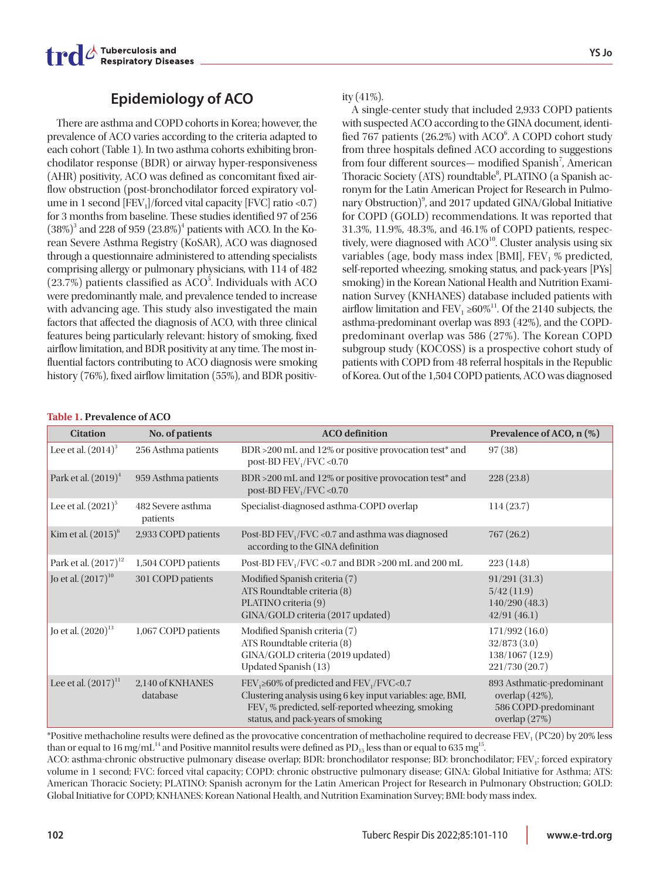## Epidemiology of ACO

There are asthma and COPD cohorts in Korea; however, the prevalence of ACO varies according to the criteria adapted to each cohort (Table 1). In two asthma cohorts exhibiting bronchodilator response (BDR) or airway hyper-responsiveness (AHR) positivity, ACO was defined as concomitant fixed airflow obstruction (post-bronchodilator forced expiratory volume in 1 second [$FEV_1$]/forced vital capacity [FVC] ratio <0.7) for 3 months from baseline. These studies identified 97 of 256 (38%)[3] and 228 of 959 (23.8%)[4] patients with ACO. In the Korean Severe Asthma Registry (KoSAR), ACO was diagnosed through a questionnaire administered to attending specialists comprising allergy or pulmonary physicians, with 114 of 482 (23.7%) patients classified as ACO[5]. Individuals with ACO were predominantly male, and prevalence tended to increase with advancing age. This study also investigated the main factors that affected the diagnosis of ACO, with three clinical features being particularly relevant: history of smoking, fixed airflow limitation, and BDR positivity at any time. The most influential factors contributing to ACO diagnosis were smoking history (76%), fixed airflow limitation (55%), and BDR positivity (41%).

A single-center study that included 2,933 COPD patients with suspected ACO according to the GINA document, identified 767 patients (26.2%) with ACO[6]. A COPD cohort study from three hospitals defined ACO according to suggestions from four different sources— modified Spanish[7], American Thoracic Society (ATS) roundtable[8], PLATINO (a Spanish acronym for the Latin American Project for Research in Pulmonary Obstruction)[9], and 2017 updated GINA/Global Initiative for COPD (GOLD) recommendations. It was reported that 31.3%, 11.9%, 48.3%, and 46.1% of COPD patients, respectively, were diagnosed with ACO[10]. Cluster analysis using six variables (age, body mass index [BMI], $FEV_1$ % predicted, self-reported wheezing, smoking status, and pack-years [PYs] smoking) in the Korean National Health and Nutrition Examination Survey (KNHANES) database included patients with airflow limitation and $FEV_1$ ≥60%[11]. Of the 2140 subjects, the asthma-predominant overlap was 893 (42%), and the COPD-predominant overlap was 586 (27%). The Korean COPD subgroup study (KOCOSS) is a prospective cohort study of patients with COPD from 48 referral hospitals in the Republic of Korea. Out of the 1,504 COPD patients, ACO was diagnosed

**Table 1. Prevalence of ACO**

| Citation | No. of patients | ACO definition | Prevalence of ACO, n (%) |
|---|---|---|---|
| Lee et al. (2014)[3] | 256 Asthma patients | BDR >200 mL and 12% or positive provocation test* and post-BD $FEV_1$/FVC <0.70 | 97 (38) |
| Park et al. (2019)[4] | 959 Asthma patients | BDR >200 mL and 12% or positive provocation test* and post-BD $FEV_1$/FVC <0.70 | 228 (23.8) |
| Lee et al. (2021)[5] | 482 Severe asthma patients | Specialist-diagnosed asthma-COPD overlap | 114 (23.7) |
| Kim et al. (2015)[6] | 2,933 COPD patients | Post-BD $FEV_1$/FVC <0.7 and asthma was diagnosed according to the GINA definition | 767 (26.2) |
| Park et al. (2017)[12] | 1,504 COPD patients | Post-BD $FEV_1$/FVC <0.7 and BDR >200 mL and 200 mL | 223 (14.8) |
| Jo et al. (2017)[10] | 301 COPD patients | Modified Spanish criteria (7)<br>ATS Roundtable criteria (8)<br>PLATINO criteria (9)<br>GINA/GOLD criteria (2017 updated) | 91/291 (31.3)<br>5/42 (11.9)<br>140/290 (48.3)<br>42/91 (46.1) |
| Jo et al. (2020)[13] | 1,067 COPD patients | Modified Spanish criteria (7)<br>ATS Roundtable criteria (8)<br>GINA/GOLD criteria (2019 updated)<br>Updated Spanish (13) | 171/992 (16.0)<br>32/873 (3.0)<br>138/1067 (12.9)<br>221/730 (20.7) |
| Lee et al. (2017)[11] | 2,140 of KNHANES database | $FEV_1$≥60% of predicted and $FEV_1$/FVC<0.7<br>Clustering analysis using 6 key input variables: age, BMI, $FEV_1$ % predicted, self-reported wheezing, smoking status, and pack-years of smoking | 893 Asthmatic-predominant overlap (42%),<br>586 COPD-predominant overlap (27%) |

*Positive methacholine results were defined as the provocative concentration of methacholine required to decrease $FEV_1$ (PC20) by 20% less than or equal to 16 mg/mL[14] and Positive mannitol results were defined as $PD_{15}$ less than or equal to 635 mg[15].

ACO: asthma-chronic obstructive pulmonary disease overlap; BDR: bronchodilator response; BD: bronchodilator; $FEV_1$: forced expiratory volume in 1 second; FVC: forced vital capacity; COPD: chronic obstructive pulmonary disease; GINA: Global Initiative for Asthma; ATS: American Thoracic Society; PLATINO: Spanish acronym for the Latin American Project for Research in Pulmonary Obstruction; GOLD: Global Initiative for COPD; KNHANES: Korean National Health, and Nutrition Examination Survey; BMI: body mass index.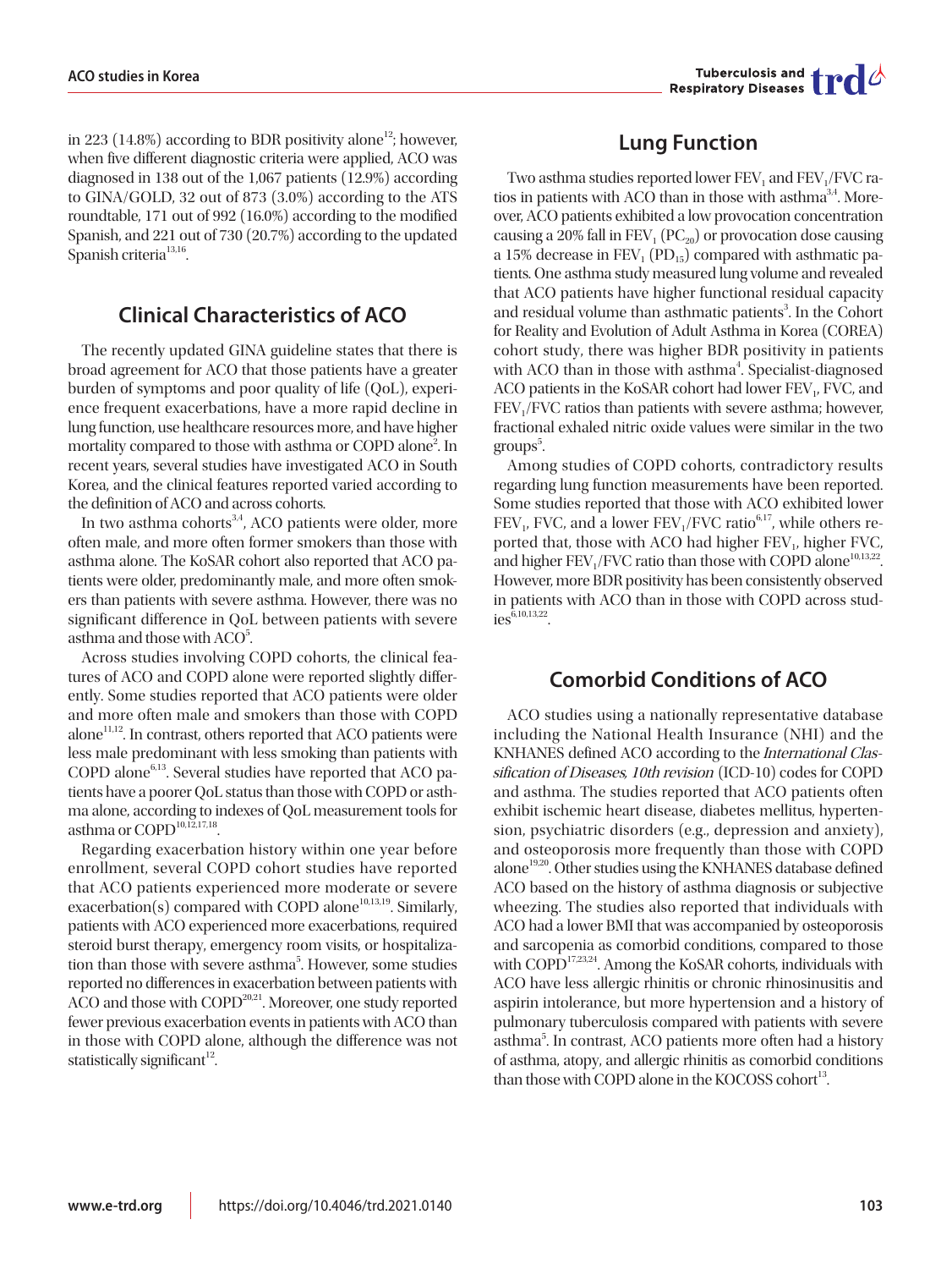in 223 (14.8%) according to BDR positivity alone[12]; however, when five different diagnostic criteria were applied, ACO was diagnosed in 138 out of the 1,067 patients (12.9%) according to GINA/GOLD, 32 out of 873 (3.0%) according to the ATS roundtable, 171 out of 992 (16.0%) according to the modified Spanish, and 221 out of 730 (20.7%) according to the updated Spanish criteria[13,16].

## Clinical Characteristics of ACO

The recently updated GINA guideline states that there is broad agreement for ACO that those patients have a greater burden of symptoms and poor quality of life (QoL), experience frequent exacerbations, have a more rapid decline in lung function, use healthcare resources more, and have higher mortality compared to those with asthma or COPD alone[2]. In recent years, several studies have investigated ACO in South Korea, and the clinical features reported varied according to the definition of ACO and across cohorts.

In two asthma cohorts[3,4], ACO patients were older, more often male, and more often former smokers than those with asthma alone. The KoSAR cohort also reported that ACO patients were older, predominantly male, and more often smokers than patients with severe asthma. However, there was no significant difference in QoL between patients with severe asthma and those with ACO[5].

Across studies involving COPD cohorts, the clinical features of ACO and COPD alone were reported slightly differently. Some studies reported that ACO patients were older and more often male and smokers than those with COPD alone[11,12]. In contrast, others reported that ACO patients were less male predominant with less smoking than patients with COPD alone[6,13]. Several studies have reported that ACO patients have a poorer QoL status than those with COPD or asthma alone, according to indexes of QoL measurement tools for asthma or COPD[10,12,17,18].

Regarding exacerbation history within one year before enrollment, several COPD cohort studies have reported that ACO patients experienced more moderate or severe exacerbation(s) compared with COPD alone[10,13,19]. Similarly, patients with ACO experienced more exacerbations, required steroid burst therapy, emergency room visits, or hospitalization than those with severe asthma[5]. However, some studies reported no differences in exacerbation between patients with ACO and those with COPD[20,21]. Moreover, one study reported fewer previous exacerbation events in patients with ACO than in those with COPD alone, although the difference was not statistically significant[12].

## Lung Function

Two asthma studies reported lower $FEV_1$ and $FEV_1$/FVC ratios in patients with ACO than in those with asthma[3,4]. Moreover, ACO patients exhibited a low provocation concentration causing a 20% fall in $FEV_1$ ($PC_{20}$) or provocation dose causing a 15% decrease in $FEV_1$ ($PD_{15}$) compared with asthmatic patients. One asthma study measured lung volume and revealed that ACO patients have higher functional residual capacity and residual volume than asthmatic patients[3]. In the Cohort for Reality and Evolution of Adult Asthma in Korea (COREA) cohort study, there was higher BDR positivity in patients with ACO than in those with asthma[4]. Specialist-diagnosed ACO patients in the KoSAR cohort had lower $FEV_1$, FVC, and $FEV_1$/FVC ratios than patients with severe asthma; however, fractional exhaled nitric oxide values were similar in the two groups[5].

Among studies of COPD cohorts, contradictory results regarding lung function measurements have been reported. Some studies reported that those with ACO exhibited lower $FEV_1$, FVC, and a lower $FEV_1$/FVC ratio[6,17], while others reported that, those with ACO had higher $FEV_1$, higher FVC, and higher $FEV_1$/FVC ratio than those with COPD alone[10,13,22]. However, more BDR positivity has been consistently observed in patients with ACO than in those with COPD across studies[6,10,13,22].

## Comorbid Conditions of ACO

ACO studies using a nationally representative database including the National Health Insurance (NHI) and the KNHANES defined ACO according to the *International Classification of Diseases, 10th revision* (ICD-10) codes for COPD and asthma. The studies reported that ACO patients often exhibit ischemic heart disease, diabetes mellitus, hypertension, psychiatric disorders (e.g., depression and anxiety), and osteoporosis more frequently than those with COPD alone[19,20]. Other studies using the KNHANES database defined ACO based on the history of asthma diagnosis or subjective wheezing. The studies also reported that individuals with ACO had a lower BMI that was accompanied by osteoporosis and sarcopenia as comorbid conditions, compared to those with COPD[17,23,24]. Among the KoSAR cohorts, individuals with ACO have less allergic rhinitis or chronic rhinosinusitis and aspirin intolerance, but more hypertension and a history of pulmonary tuberculosis compared with patients with severe asthma[5]. In contrast, ACO patients more often had a history of asthma, atopy, and allergic rhinitis as comorbid conditions than those with COPD alone in the KOCOSS cohort[13].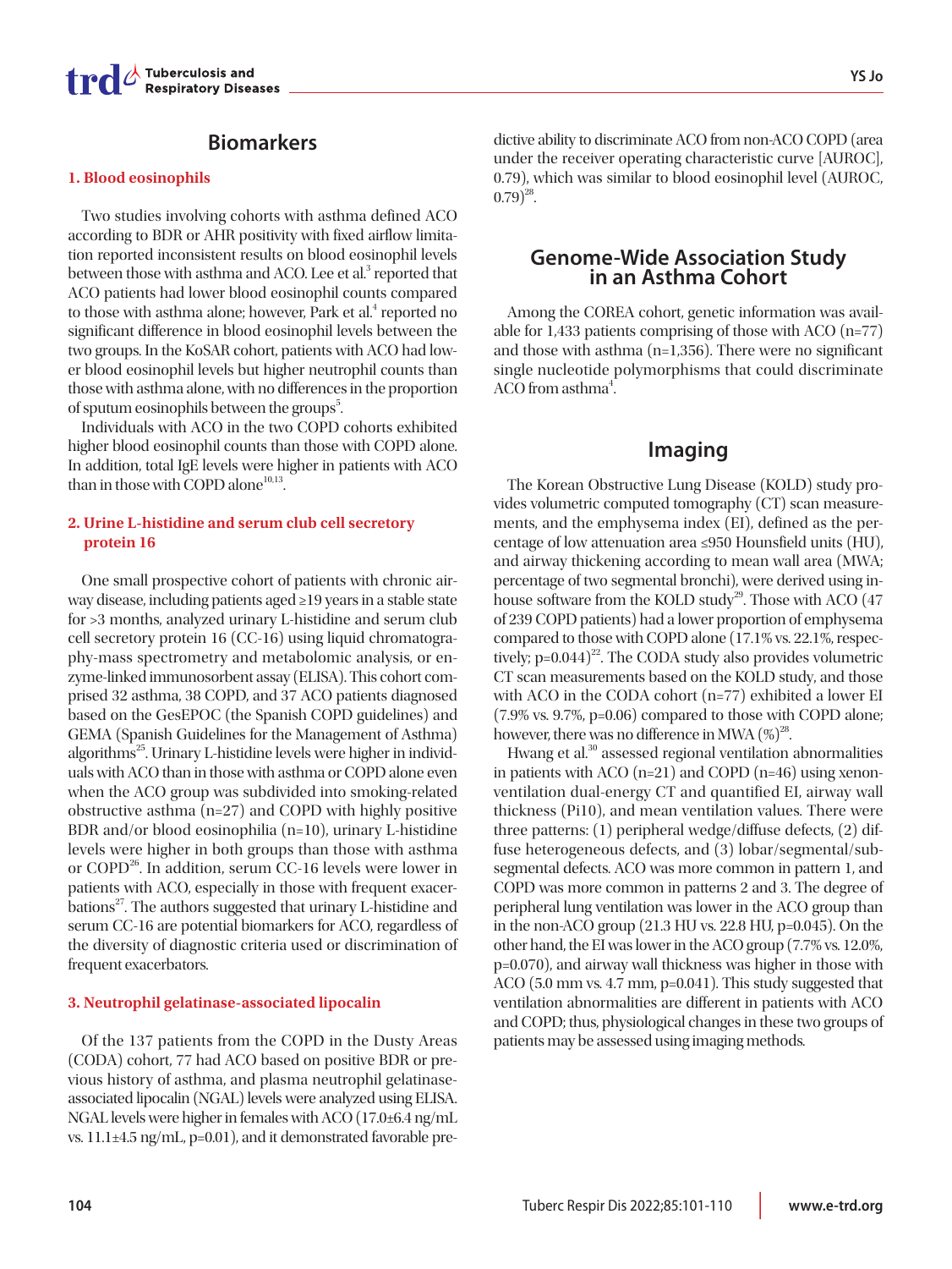## Biomarkers

### 1. Blood eosinophils

Two studies involving cohorts with asthma defined ACO according to BDR or AHR positivity with fixed airflow limitation reported inconsistent results on blood eosinophil levels between those with asthma and ACO. Lee et al.[3] reported that ACO patients had lower blood eosinophil counts compared to those with asthma alone; however, Park et al.[4] reported no significant difference in blood eosinophil levels between the two groups. In the KoSAR cohort, patients with ACO had lower blood eosinophil levels but higher neutrophil counts than those with asthma alone, with no differences in the proportion of sputum eosinophils between the groups[5].

Individuals with ACO in the two COPD cohorts exhibited higher blood eosinophil counts than those with COPD alone. In addition, total IgE levels were higher in patients with ACO than in those with COPD alone[10,13].

### 2. Urine L-histidine and serum club cell secretory protein 16

One small prospective cohort of patients with chronic airway disease, including patients aged ≥19 years in a stable state for >3 months, analyzed urinary L-histidine and serum club cell secretory protein 16 (CC-16) using liquid chromatography-mass spectrometry and metabolomic analysis, or enzyme-linked immunosorbent assay (ELISA). This cohort comprised 32 asthma, 38 COPD, and 37 ACO patients diagnosed based on the GesEPOC (the Spanish COPD guidelines) and GEMA (Spanish Guidelines for the Management of Asthma) algorithms[25]. Urinary L-histidine levels were higher in individuals with ACO than in those with asthma or COPD alone even when the ACO group was subdivided into smoking-related obstructive asthma (n=27) and COPD with highly positive BDR and/or blood eosinophilia (n=10), urinary L-histidine levels were higher in both groups than those with asthma or COPD[26]. In addition, serum CC-16 levels were lower in patients with ACO, especially in those with frequent exacerbations[27]. The authors suggested that urinary L-histidine and serum CC-16 are potential biomarkers for ACO, regardless of the diversity of diagnostic criteria used or discrimination of frequent exacerbators.

### 3. Neutrophil gelatinase-associated lipocalin

Of the 137 patients from the COPD in the Dusty Areas (CODA) cohort, 77 had ACO based on positive BDR or previous history of asthma, and plasma neutrophil gelatinase-associated lipocalin (NGAL) levels were analyzed using ELISA. NGAL levels were higher in females with ACO (17.0±6.4 ng/mL vs. 11.1±4.5 ng/mL, p=0.01), and it demonstrated favorable predictive ability to discriminate ACO from non-ACO COPD (area under the receiver operating characteristic curve [AUROC], 0.79), which was similar to blood eosinophil level (AUROC, 0.79)[28].

## Genome-Wide Association Study in an Asthma Cohort

Among the COREA cohort, genetic information was available for 1,433 patients comprising of those with ACO (n=77) and those with asthma (n=1,356). There were no significant single nucleotide polymorphisms that could discriminate ACO from asthma[4].

## Imaging

The Korean Obstructive Lung Disease (KOLD) study provides volumetric computed tomography (CT) scan measurements, and the emphysema index (EI), defined as the percentage of low attenuation area ≤950 Hounsfield units (HU), and airway thickening according to mean wall area (MWA; percentage of two segmental bronchi), were derived using in-house software from the KOLD study[29]. Those with ACO (47 of 239 COPD patients) had a lower proportion of emphysema compared to those with COPD alone (17.1% vs. 22.1%, respectively; p=0.044)[22]. The CODA study also provides volumetric CT scan measurements based on the KOLD study, and those with ACO in the CODA cohort (n=77) exhibited a lower EI (7.9% vs. 9.7%, p=0.06) compared to those with COPD alone; however, there was no difference in MWA (%)[28].

Hwang et al.[30] assessed regional ventilation abnormalities in patients with ACO (n=21) and COPD (n=46) using xenon-ventilation dual-energy CT and quantified EI, airway wall thickness (Pi10), and mean ventilation values. There were three patterns: (1) peripheral wedge/diffuse defects, (2) diffuse heterogeneous defects, and (3) lobar/segmental/subsegmental defects. ACO was more common in pattern 1, and COPD was more common in patterns 2 and 3. The degree of peripheral lung ventilation was lower in the ACO group than in the non-ACO group (21.3 HU vs. 22.8 HU, p=0.045). On the other hand, the EI was lower in the ACO group (7.7% vs. 12.0%, p=0.070), and airway wall thickness was higher in those with ACO (5.0 mm vs. 4.7 mm, p=0.041). This study suggested that ventilation abnormalities are different in patients with ACO and COPD; thus, physiological changes in these two groups of patients may be assessed using imaging methods.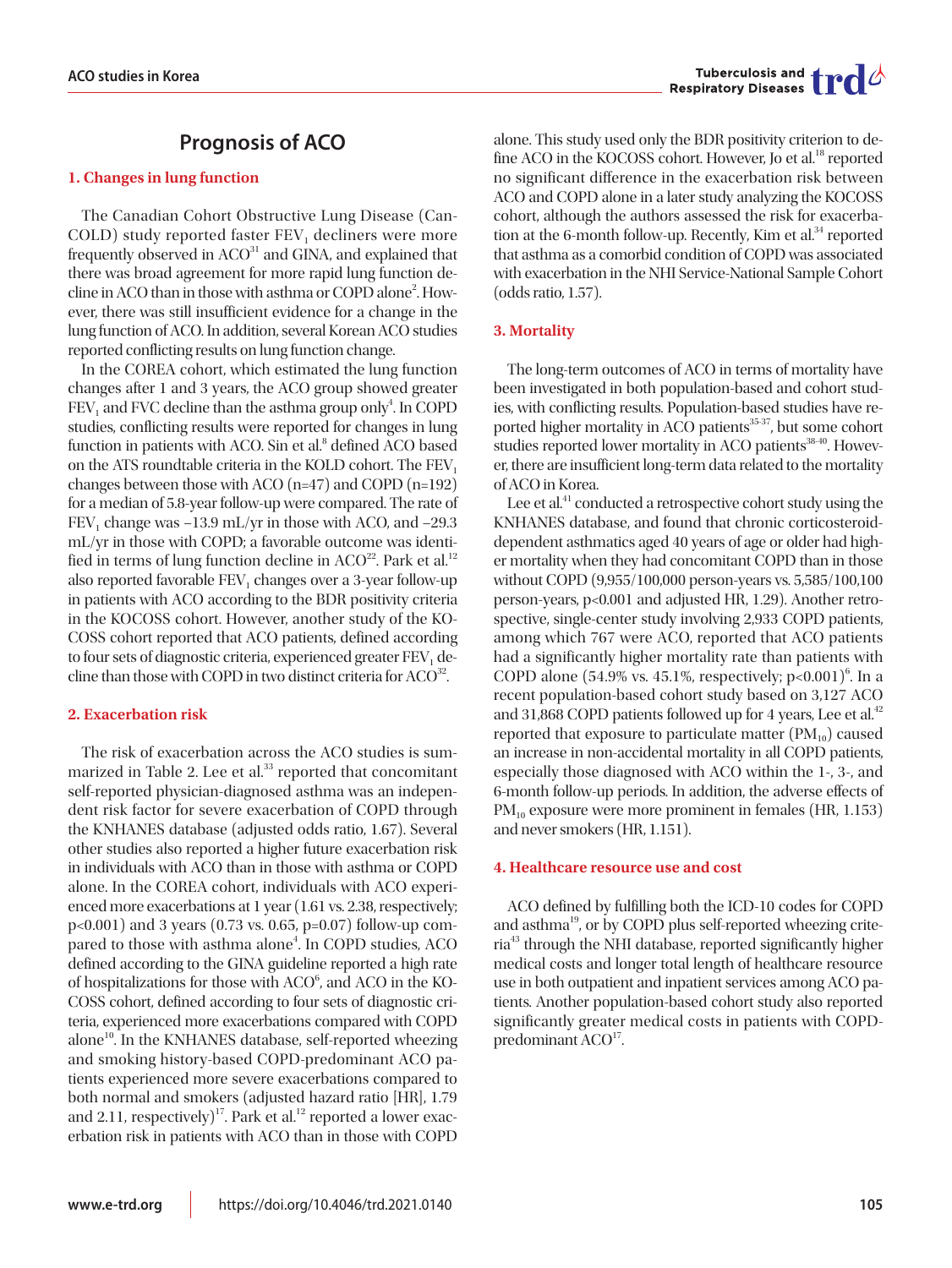## Prognosis of ACO

### 1. Changes in lung function

The Canadian Cohort Obstructive Lung Disease (CanCOLD) study reported faster $FEV_1$ decliners were more frequently observed in ACO[31] and GINA, and explained that there was broad agreement for more rapid lung function decline in ACO than in those with asthma or COPD alone[2]. However, there was still insufficient evidence for a change in the lung function of ACO. In addition, several Korean ACO studies reported conflicting results on lung function change.

In the COREA cohort, which estimated the lung function changes after 1 and 3 years, the ACO group showed greater $FEV_1$ and FVC decline than the asthma group only[4]. In COPD studies, conflicting results were reported for changes in lung function in patients with ACO. Sin et al.[8] defined ACO based on the ATS roundtable criteria in the KOLD cohort. The $FEV_1$ changes between those with ACO (n=47) and COPD (n=192) for a median of 5.8-year follow-up were compared. The rate of $FEV_1$ change was –13.9 mL/yr in those with ACO, and –29.3 mL/yr in those with COPD; a favorable outcome was identified in terms of lung function decline in ACO[22]. Park et al.[12] also reported favorable $FEV_1$ changes over a 3-year follow-up in patients with ACO according to the BDR positivity criteria in the KOCOSS cohort. However, another study of the KOCOSS cohort reported that ACO patients, defined according to four sets of diagnostic criteria, experienced greater $FEV_1$ decline than those with COPD in two distinct criteria for ACO[32].

### 2. Exacerbation risk

The risk of exacerbation across the ACO studies is summarized in Table 2. Lee et al.[33] reported that concomitant self-reported physician-diagnosed asthma was an independent risk factor for severe exacerbation of COPD through the KNHANES database (adjusted odds ratio, 1.67). Several other studies also reported a higher future exacerbation risk in individuals with ACO than in those with asthma or COPD alone. In the COREA cohort, individuals with ACO experienced more exacerbations at 1 year (1.61 vs. 2.38, respectively; p<0.001) and 3 years (0.73 vs. 0.65, p=0.07) follow-up compared to those with asthma alone[4]. In COPD studies, ACO defined according to the GINA guideline reported a high rate of hospitalizations for those with ACO[6], and ACO in the KOCOSS cohort, defined according to four sets of diagnostic criteria, experienced more exacerbations compared with COPD alone[10]. In the KNHANES database, self-reported wheezing and smoking history-based COPD-predominant ACO patients experienced more severe exacerbations compared to both normal and smokers (adjusted hazard ratio [HR], 1.79 and 2.11, respectively)[17]. Park et al.[12] reported a lower exacerbation risk in patients with ACO than in those with COPD alone. This study used only the BDR positivity criterion to define ACO in the KOCOSS cohort. However, Jo et al.[18] reported no significant difference in the exacerbation risk between ACO and COPD alone in a later study analyzing the KOCOSS cohort, although the authors assessed the risk for exacerbation at the 6-month follow-up. Recently, Kim et al.[34] reported that asthma as a comorbid condition of COPD was associated with exacerbation in the NHI Service-National Sample Cohort (odds ratio, 1.57).

### 3. Mortality

The long-term outcomes of ACO in terms of mortality have been investigated in both population-based and cohort studies, with conflicting results. Population-based studies have reported higher mortality in ACO patients[35-37], but some cohort studies reported lower mortality in ACO patients[38-40]. However, there are insufficient long-term data related to the mortality of ACO in Korea.

Lee et al.[41] conducted a retrospective cohort study using the KNHANES database, and found that chronic corticosteroid-dependent asthmatics aged 40 years of age or older had higher mortality when they had concomitant COPD than in those without COPD (9,955/100,000 person-years vs. 5,585/100,100 person-years, p<0.001 and adjusted HR, 1.29). Another retrospective, single-center study involving 2,933 COPD patients, among which 767 were ACO, reported that ACO patients had a significantly higher mortality rate than patients with COPD alone (54.9% vs. 45.1%, respectively; p<0.001)[6]. In a recent population-based cohort study based on 3,127 ACO and 31,868 COPD patients followed up for 4 years, Lee et al.[42] reported that exposure to particulate matter ($PM_{10}$) caused an increase in non-accidental mortality in all COPD patients, especially those diagnosed with ACO within the 1-, 3-, and 6-month follow-up periods. In addition, the adverse effects of $PM_{10}$ exposure were more prominent in females (HR, 1.153) and never smokers (HR, 1.151).

### 4. Healthcare resource use and cost

ACO defined by fulfilling both the ICD-10 codes for COPD and asthma[19], or by COPD plus self-reported wheezing criteria[43] through the NHI database, reported significantly higher medical costs and longer total length of healthcare resource use in both outpatient and inpatient services among ACO patients. Another population-based cohort study also reported significantly greater medical costs in patients with COPD-predominant ACO[17].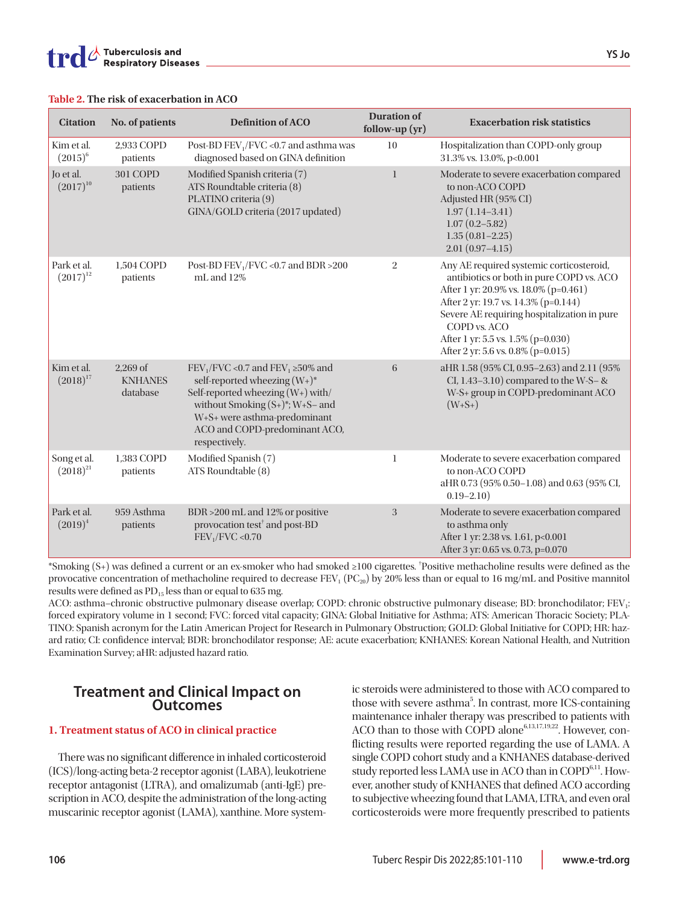**Table 2.** The risk of exacerbation in ACO

| Citation | No. of patients | Definition of ACO | Duration of follow-up (yr) | Exacerbation risk statistics |
|---|---|---|---|---|
| Kim et al. (2015)[6] | 2,933 COPD patients | Post-BD $FEV_1$/FVC <0.7 and asthma was diagnosed based on GINA definition | 10 | Hospitalization than COPD-only group<br>31.3% vs. 13.0%, p<0.001 |
| Jo et al. (2017)[10] | 301 COPD patients | Modified Spanish criteria (7)<br>ATS Roundtable criteria (8)<br>PLATINO criteria (9)<br>GINA/GOLD criteria (2017 updated) | 1 | Moderate to severe exacerbation compared to non-ACO COPD<br>Adjusted HR (95% CI)<br>1.97 (1.14–3.41)<br>1.07 (0.2–5.82)<br>1.35 (0.81–2.25)<br>2.01 (0.97–4.15) |
| Park et al. (2017)[12] | 1,504 COPD patients | Post-BD $FEV_1$/FVC <0.7 and BDR >200 mL and 12% | 2 | Any AE required systemic corticosteroid, antibiotics or both in pure COPD vs. ACO<br>After 1 yr: 20.9% vs. 18.0% (p=0.461)<br>After 2 yr: 19.7 vs. 14.3% (p=0.144)<br>Severe AE requiring hospitalization in pure COPD vs. ACO<br>After 1 yr: 5.5 vs. 1.5% (p=0.030)<br>After 2 yr: 5.6 vs. 0.8% (p=0.015) |
| Kim et al. (2018)[17] | 2,269 of KNHANES database | $FEV_1$/FVC <0.7 and $FEV_1$ ≥50% and self-reported wheezing (W+)*<br>Self-reported wheezing (W+) with/without Smoking (S+)*; W+S– and W+S+ were asthma-predominant ACO and COPD-predominant ACO, respectively. | 6 | aHR 1.58 (95% CI, 0.95–2.63) and 2.11 (95% CI, 1.43–3.10) compared to the W-S– & W-S+ group in COPD-predominant ACO (W+S+) |
| Song et al. (2018)[21] | 1,383 COPD patients | Modified Spanish (7)<br>ATS Roundtable (8) | 1 | Moderate to severe exacerbation compared to non-ACO COPD<br>aHR 0.73 (95% 0.50–1.08) and 0.63 (95% CI, 0.19–2.10) |
| Park et al. (2019)[4] | 959 Asthma patients | BDR >200 mL and 12% or positive provocation test[†] and post-BD $FEV_1$/FVC <0.70 | 3 | Moderate to severe exacerbation compared to asthma only<br>After 1 yr: 2.38 vs. 1.61, p<0.001<br>After 3 yr: 0.65 vs. 0.73, p=0.070 |

*Smoking (S+) was defined a current or an ex-smoker who had smoked ≥100 cigarettes. [†]Positive methacholine results were defined as the provocative concentration of methacholine required to decrease $FEV_1$ ($PC_{20}$) by 20% less than or equal to 16 mg/mL and Positive mannitol results were defined as $PD_{15}$ less than or equal to 635 mg.

ACO: asthma–chronic obstructive pulmonary disease overlap; COPD: chronic obstructive pulmonary disease; BD: bronchodilator; $FEV_1$: forced expiratory volume in 1 second; FVC: forced vital capacity; GINA: Global Initiative for Asthma; ATS: American Thoracic Society; PLATINO: Spanish acronym for the Latin American Project for Research in Pulmonary Obstruction; GOLD: Global Initiative for COPD; HR: hazard ratio; CI: confidence interval; BDR: bronchodilator response; AE: acute exacerbation; KNHANES: Korean National Health, and Nutrition Examination Survey; aHR: adjusted hazard ratio.

## Treatment and Clinical Impact on Outcomes

### 1. Treatment status of ACO in clinical practice

There was no significant difference in inhaled corticosteroid (ICS)/long-acting beta-2 receptor agonist (LABA), leukotriene receptor antagonist (LTRA), and omalizumab (anti-IgE) prescription in ACO, despite the administration of the long-acting muscarinic receptor agonist (LAMA), xanthine. More systemic steroids were administered to those with ACO compared to those with severe asthma[5]. In contrast, more ICS-containing maintenance inhaler therapy was prescribed to patients with ACO than to those with COPD alone[6,13,17,19,22]. However, conflicting results were reported regarding the use of LAMA. A single COPD cohort study and a KNHANES database-derived study reported less LAMA use in ACO than in COPD[6,11]. However, another study of KNHANES that defined ACO according to subjective wheezing found that LAMA, LTRA, and even oral corticosteroids were more frequently prescribed to patients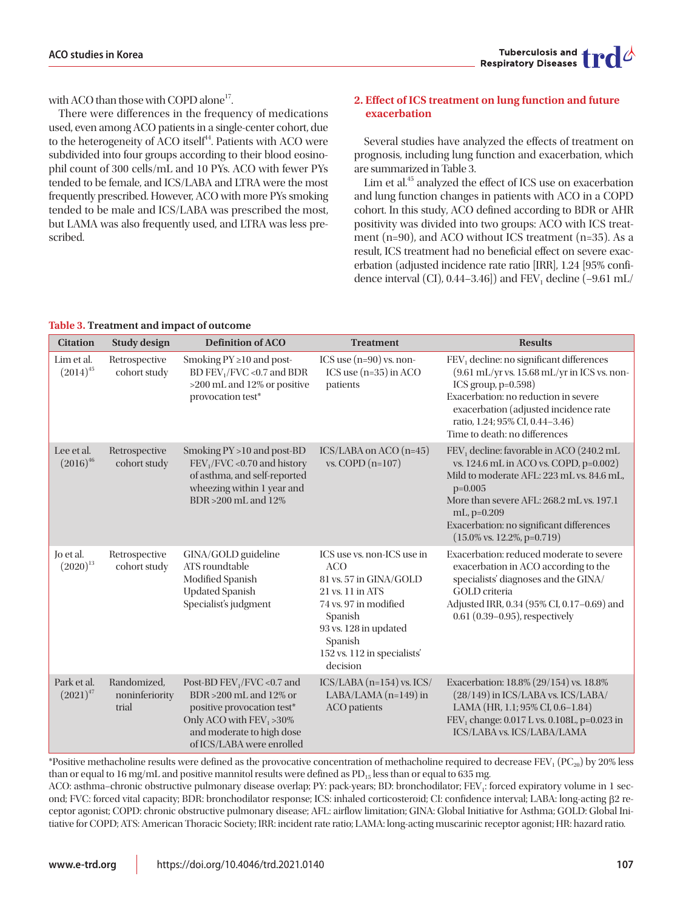with ACO than those with COPD alone[17].

There were differences in the frequency of medications used, even among ACO patients in a single-center cohort, due to the heterogeneity of ACO itself[44]. Patients with ACO were subdivided into four groups according to their blood eosinophil count of 300 cells/mL and 10 PYs. ACO with fewer PYs tended to be female, and ICS/LABA and LTRA were the most frequently prescribed. However, ACO with more PYs smoking tended to be male and ICS/LABA was prescribed the most, but LAMA was also frequently used, and LTRA was less prescribed.

## 2. Effect of ICS treatment on lung function and future exacerbation

Several studies have analyzed the effects of treatment on prognosis, including lung function and exacerbation, which are summarized in Table 3.

Lim et al.[45] analyzed the effect of ICS use on exacerbation and lung function changes in patients with ACO in a COPD cohort. In this study, ACO defined according to BDR or AHR positivity was divided into two groups: ACO with ICS treatment (n=90), and ACO without ICS treatment (n=35). As a result, ICS treatment had no beneficial effect on severe exacerbation (adjusted incidence rate ratio [IRR], 1.24 [95% confidence interval (CI), 0.44–3.46]) and $FEV_1$ decline (−9.61 mL/

**Table 3. Treatment and impact of outcome**

| Citation | Study design | Definition of ACO | Treatment | Results |
|---|---|---|---|---|
| Lim et al. (2014)[45] | Retrospective cohort study | Smoking PY ≥10 and post-BD $FEV_1$/FVC <0.7 and BDR >200 mL and 12% or positive provocation test* | ICS use (n=90) vs. non-ICS use (n=35) in ACO patients | $FEV_1$ decline: no significant differences (9.61 mL/yr vs. 15.68 mL/yr in ICS vs. non-ICS group, p=0.598)<br>Exacerbation: no reduction in severe exacerbation (adjusted incidence rate ratio, 1.24; 95% CI, 0.44–3.46)<br>Time to death: no differences |
| Lee et al. (2016)[46] | Retrospective cohort study | Smoking PY >10 and post-BD $FEV_1$/FVC <0.70 and history of asthma, and self-reported wheezing within 1 year and BDR >200 mL and 12% | ICS/LABA on ACO (n=45) vs. COPD (n=107) | $FEV_1$ decline: favorable in ACO (240.2 mL vs. 124.6 mL in ACO vs. COPD, p=0.002)<br>Mild to moderate AFL: 223 mL vs. 84.6 mL, p=0.005<br>More than severe AFL: 268.2 mL vs. 197.1 mL, p=0.209<br>Exacerbation: no significant differences (15.0% vs. 12.2%, p=0.719) |
| Jo et al. (2020)[13] | Retrospective cohort study | GINA/GOLD guideline<br>ATS roundtable<br>Modified Spanish<br>Updated Spanish<br>Specialist's judgment | ICS use vs. non-ICS use in ACO<br>81 vs. 57 in GINA/GOLD<br>21 vs. 11 in ATS<br>74 vs. 97 in modified Spanish<br>93 vs. 128 in updated Spanish<br>152 vs. 112 in specialists' decision | Exacerbation: reduced moderate to severe exacerbation in ACO according to the specialists' diagnoses and the GINA/GOLD criteria<br>Adjusted IRR, 0.34 (95% CI, 0.17–0.69) and 0.61 (0.39–0.95), respectively |
| Park et al. (2021)[47] | Randomized, noninferiority trial | Post-BD $FEV_1$/FVC <0.7 and BDR >200 mL and 12% or positive provocation test*<br>Only ACO with $FEV_1$ >30% and moderate to high dose of ICS/LABA were enrolled | ICS/LABA (n=154) vs. ICS/LABA/LAMA (n=149) in ACO patients | Exacerbation: 18.8% (29/154) vs. 18.8% (28/149) in ICS/LABA vs. ICS/LABA/LAMA (HR, 1.1; 95% CI, 0.6–1.84)<br>$FEV_1$ change: 0.017 L vs. 0.108L, p=0.023 in ICS/LABA vs. ICS/LABA/LAMA |

*Positive methacholine results were defined as the provocative concentration of methacholine required to decrease $FEV_1$ ($PC_{20}$) by 20% less than or equal to 16 mg/mL and positive mannitol results were defined as $PD_{15}$ less than or equal to 635 mg.

ACO: asthma–chronic obstructive pulmonary disease overlap; PY: pack-years; BD: bronchodilator; $FEV_1$: forced expiratory volume in 1 second; FVC: forced vital capacity; BDR: bronchodilator response; ICS: inhaled corticosteroid; CI: confidence interval; LABA: long-acting β2 receptor agonist; COPD: chronic obstructive pulmonary disease; AFL: airflow limitation; GINA: Global Initiative for Asthma; GOLD: Global Initiative for COPD; ATS: American Thoracic Society; IRR: incident rate ratio; LAMA: long-acting muscarinic receptor agonist; HR: hazard ratio.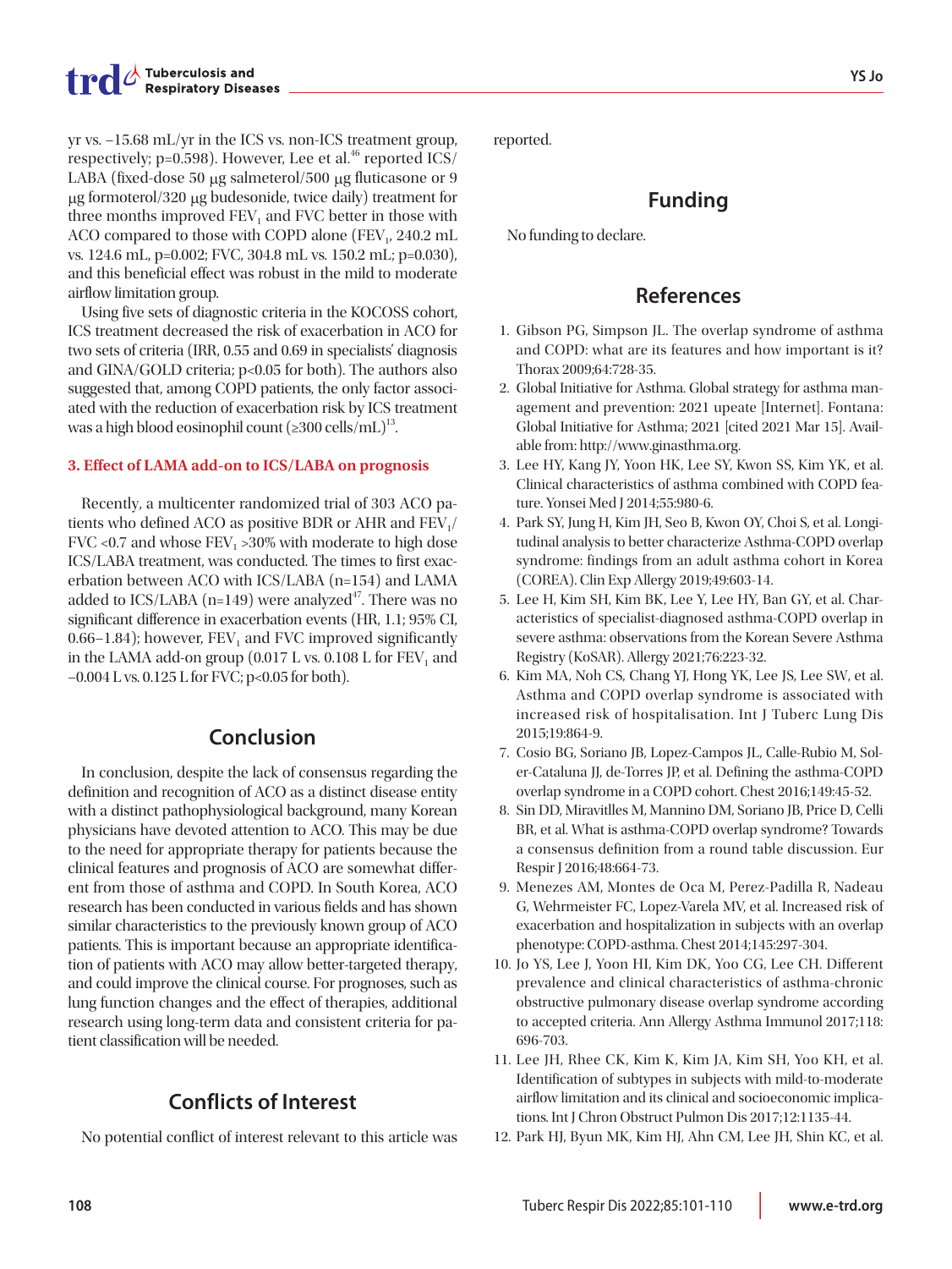yr vs. −15.68 mL/yr in the ICS vs. non-ICS treatment group, respectively; p=0.598). However, Lee et al.[46] reported ICS/LABA (fixed-dose 50 μg salmeterol/500 μg fluticasone or 9 μg formoterol/320 μg budesonide, twice daily) treatment for three months improved $FEV_1$ and FVC better in those with ACO compared to those with COPD alone ($FEV_1$, 240.2 mL vs. 124.6 mL, p=0.002; FVC, 304.8 mL vs. 150.2 mL; p=0.030), and this beneficial effect was robust in the mild to moderate airflow limitation group.

Using five sets of diagnostic criteria in the KOCOSS cohort, ICS treatment decreased the risk of exacerbation in ACO for two sets of criteria (IRR, 0.55 and 0.69 in specialists' diagnosis and GINA/GOLD criteria; p<0.05 for both). The authors also suggested that, among COPD patients, the only factor associated with the reduction of exacerbation risk by ICS treatment was a high blood eosinophil count (≥300 cells/mL)[13].

### 3. Effect of LAMA add-on to ICS/LABA on prognosis

Recently, a multicenter randomized trial of 303 ACO patients who defined ACO as positive BDR or AHR and $FEV_1$/FVC <0.7 and whose $FEV_1$ >30% with moderate to high dose ICS/LABA treatment, was conducted. The times to first exacerbation between ACO with ICS/LABA (n=154) and LAMA added to ICS/LABA (n=149) were analyzed[47]. There was no significant difference in exacerbation events (HR, 1.1; 95% CI, 0.66–1.84); however, $FEV_1$ and FVC improved significantly in the LAMA add-on group (0.017 L vs. 0.108 L for $FEV_1$ and −0.004 L vs. 0.125 L for FVC; p<0.05 for both).

## Conclusion

In conclusion, despite the lack of consensus regarding the definition and recognition of ACO as a distinct disease entity with a distinct pathophysiological background, many Korean physicians have devoted attention to ACO. This may be due to the need for appropriate therapy for patients because the clinical features and prognosis of ACO are somewhat different from those of asthma and COPD. In South Korea, ACO research has been conducted in various fields and has shown similar characteristics to the previously known group of ACO patients. This is important because an appropriate identification of patients with ACO may allow better-targeted therapy, and could improve the clinical course. For prognoses, such as lung function changes and the effect of therapies, additional research using long-term data and consistent criteria for patient classification will be needed.

## Conflicts of Interest

No potential conflict of interest relevant to this article was reported.

## Funding

No funding to declare.

## References

1. Gibson PG, Simpson JL. The overlap syndrome of asthma and COPD: what are its features and how important is it? Thorax 2009;64:728-35.
2. Global Initiative for Asthma. Global strategy for asthma management and prevention: 2021 upeate [Internet]. Fontana: Global Initiative for Asthma; 2021 [cited 2021 Mar 15]. Available from: http://www.ginasthma.org.
3. Lee HY, Kang JY, Yoon HK, Lee SY, Kwon SS, Kim YK, et al. Clinical characteristics of asthma combined with COPD feature. Yonsei Med J 2014;55:980-6.
4. Park SY, Jung H, Kim JH, Seo B, Kwon OY, Choi S, et al. Longitudinal analysis to better characterize Asthma-COPD overlap syndrome: findings from an adult asthma cohort in Korea (COREA). Clin Exp Allergy 2019;49:603-14.
5. Lee H, Kim SH, Kim BK, Lee Y, Lee HY, Ban GY, et al. Characteristics of specialist-diagnosed asthma-COPD overlap in severe asthma: observations from the Korean Severe Asthma Registry (KoSAR). Allergy 2021;76:223-32.
6. Kim MA, Noh CS, Chang YJ, Hong YK, Lee JS, Lee SW, et al. Asthma and COPD overlap syndrome is associated with increased risk of hospitalisation. Int J Tuberc Lung Dis 2015;19:864-9.
7. Cosio BG, Soriano JB, Lopez-Campos JL, Calle-Rubio M, Soler-Cataluna JJ, de-Torres JP, et al. Defining the asthma-COPD overlap syndrome in a COPD cohort. Chest 2016;149:45-52.
8. Sin DD, Miravitlles M, Mannino DM, Soriano JB, Price D, Celli BR, et al. What is asthma-COPD overlap syndrome? Towards a consensus definition from a round table discussion. Eur Respir J 2016;48:664-73.
9. Menezes AM, Montes de Oca M, Perez-Padilla R, Nadeau G, Wehrmeister FC, Lopez-Varela MV, et al. Increased risk of exacerbation and hospitalization in subjects with an overlap phenotype: COPD-asthma. Chest 2014;145:297-304.
10. Jo YS, Lee J, Yoon HI, Kim DK, Yoo CG, Lee CH. Different prevalence and clinical characteristics of asthma-chronic obstructive pulmonary disease overlap syndrome according to accepted criteria. Ann Allergy Asthma Immunol 2017;118:696-703.
11. Lee JH, Rhee CK, Kim K, Kim JA, Kim SH, Yoo KH, et al. Identification of subtypes in subjects with mild-to-moderate airflow limitation and its clinical and socioeconomic implications. Int J Chron Obstruct Pulmon Dis 2017;12:1135-44.
12. Park HJ, Byun MK, Kim HJ, Ahn CM, Lee JH, Shin KC, et al.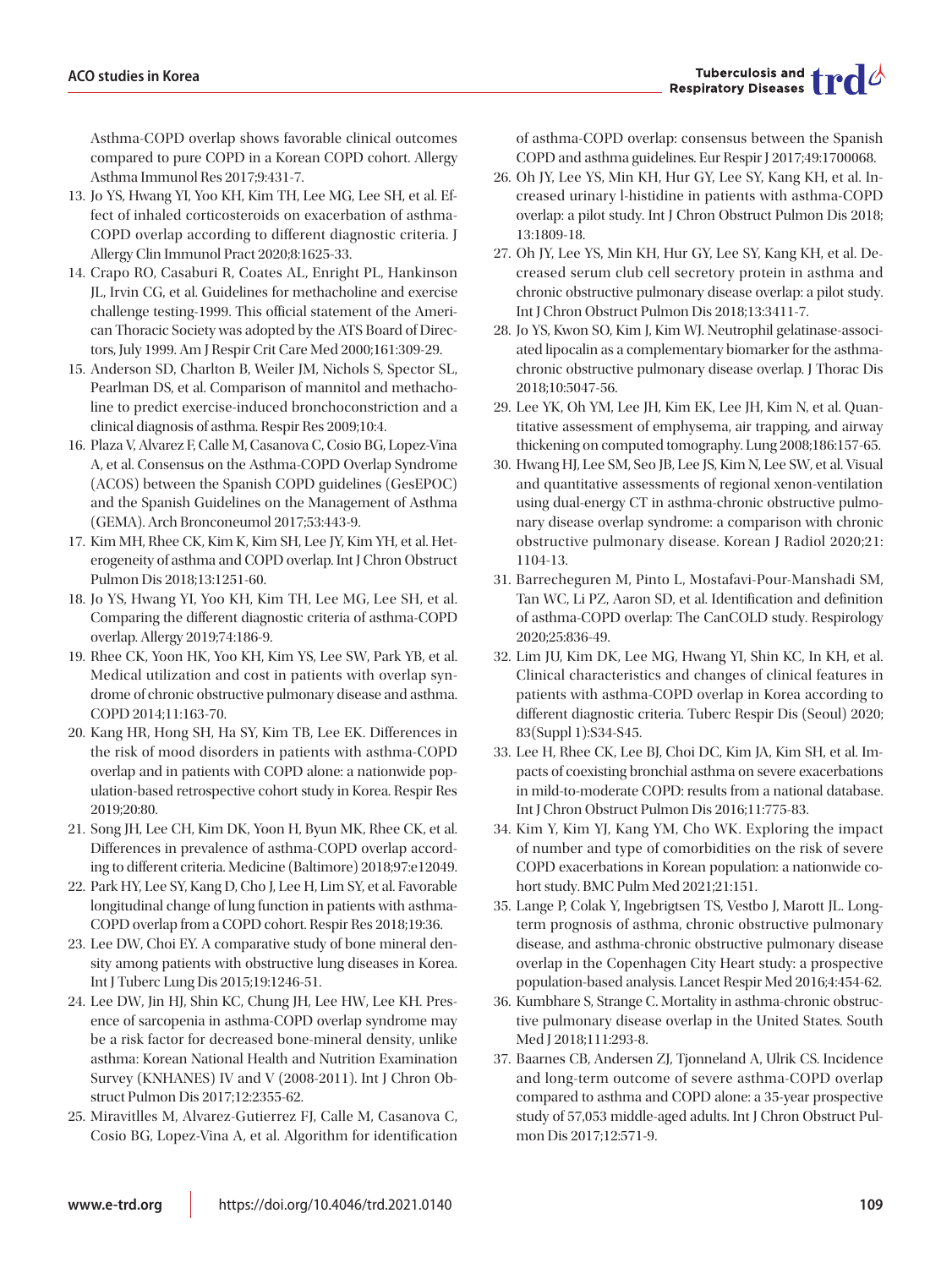Asthma-COPD overlap shows favorable clinical outcomes compared to pure COPD in a Korean COPD cohort. Allergy Asthma Immunol Res 2017;9:431-7.

13. Jo YS, Hwang YI, Yoo KH, Kim TH, Lee MG, Lee SH, et al. Effect of inhaled corticosteroids on exacerbation of asthma-COPD overlap according to different diagnostic criteria. J Allergy Clin Immunol Pract 2020;8:1625-33.
14. Crapo RO, Casaburi R, Coates AL, Enright PL, Hankinson JL, Irvin CG, et al. Guidelines for methacholine and exercise challenge testing-1999. This official statement of the American Thoracic Society was adopted by the ATS Board of Directors, July 1999. Am J Respir Crit Care Med 2000;161:309-29.
15. Anderson SD, Charlton B, Weiler JM, Nichols S, Spector SL, Pearlman DS, et al. Comparison of mannitol and methacholine to predict exercise-induced bronchoconstriction and a clinical diagnosis of asthma. Respir Res 2009;10:4.
16. Plaza V, Alvarez F, Calle M, Casanova C, Cosio BG, Lopez-Vina A, et al. Consensus on the Asthma-COPD Overlap Syndrome (ACOS) between the Spanish COPD guidelines (GesEPOC) and the Spanish Guidelines on the Management of Asthma (GEMA). Arch Bronconeumol 2017;53:443-9.
17. Kim MH, Rhee CK, Kim K, Kim SH, Lee JY, Kim YH, et al. Heterogeneity of asthma and COPD overlap. Int J Chron Obstruct Pulmon Dis 2018;13:1251-60.
18. Jo YS, Hwang YI, Yoo KH, Kim TH, Lee MG, Lee SH, et al. Comparing the different diagnostic criteria of asthma-COPD overlap. Allergy 2019;74:186-9.
19. Rhee CK, Yoon HK, Yoo KH, Kim YS, Lee SW, Park YB, et al. Medical utilization and cost in patients with overlap syndrome of chronic obstructive pulmonary disease and asthma. COPD 2014;11:163-70.
20. Kang HR, Hong SH, Ha SY, Kim TB, Lee EK. Differences in the risk of mood disorders in patients with asthma-COPD overlap and in patients with COPD alone: a nationwide population-based retrospective cohort study in Korea. Respir Res 2019;20:80.
21. Song JH, Lee CH, Kim DK, Yoon H, Byun MK, Rhee CK, et al. Differences in prevalence of asthma-COPD overlap according to different criteria. Medicine (Baltimore) 2018;97:e12049.
22. Park HY, Lee SY, Kang D, Cho J, Lee H, Lim SY, et al. Favorable longitudinal change of lung function in patients with asthma-COPD overlap from a COPD cohort. Respir Res 2018;19:36.
23. Lee DW, Choi EY. A comparative study of bone mineral density among patients with obstructive lung diseases in Korea. Int J Tuberc Lung Dis 2015;19:1246-51.
24. Lee DW, Jin HJ, Shin KC, Chung JH, Lee HW, Lee KH. Presence of sarcopenia in asthma-COPD overlap syndrome may be a risk factor for decreased bone-mineral density, unlike asthma: Korean National Health and Nutrition Examination Survey (KNHANES) IV and V (2008-2011). Int J Chron Obstruct Pulmon Dis 2017;12:2355-62.
25. Miravitlles M, Alvarez-Gutierrez FJ, Calle M, Casanova C, Cosio BG, Lopez-Vina A, et al. Algorithm for identification of asthma-COPD overlap: consensus between the Spanish COPD and asthma guidelines. Eur Respir J 2017;49:1700068.
26. Oh JY, Lee YS, Min KH, Hur GY, Lee SY, Kang KH, et al. Increased urinary l-histidine in patients with asthma-COPD overlap: a pilot study. Int J Chron Obstruct Pulmon Dis 2018;13:1809-18.
27. Oh JY, Lee YS, Min KH, Hur GY, Lee SY, Kang KH, et al. Decreased serum club cell secretory protein in asthma and chronic obstructive pulmonary disease overlap: a pilot study. Int J Chron Obstruct Pulmon Dis 2018;13:3411-7.
28. Jo YS, Kwon SO, Kim J, Kim WJ. Neutrophil gelatinase-associated lipocalin as a complementary biomarker for the asthma-chronic obstructive pulmonary disease overlap. J Thorac Dis 2018;10:5047-56.
29. Lee YK, Oh YM, Lee JH, Kim EK, Lee JH, Kim N, et al. Quantitative assessment of emphysema, air trapping, and airway thickening on computed tomography. Lung 2008;186:157-65.
30. Hwang HJ, Lee SM, Seo JB, Lee JS, Kim N, Lee SW, et al. Visual and quantitative assessments of regional xenon-ventilation using dual-energy CT in asthma-chronic obstructive pulmonary disease overlap syndrome: a comparison with chronic obstructive pulmonary disease. Korean J Radiol 2020;21:1104-13.
31. Barrecheguren M, Pinto L, Mostafavi-Pour-Manshadi SM, Tan WC, Li PZ, Aaron SD, et al. Identification and definition of asthma-COPD overlap: The CanCOLD study. Respirology 2020;25:836-49.
32. Lim JU, Kim DK, Lee MG, Hwang YI, Shin KC, In KH, et al. Clinical characteristics and changes of clinical features in patients with asthma-COPD overlap in Korea according to different diagnostic criteria. Tuberc Respir Dis (Seoul) 2020;83(Suppl 1):S34-S45.
33. Lee H, Rhee CK, Lee BJ, Choi DC, Kim JA, Kim SH, et al. Impacts of coexisting bronchial asthma on severe exacerbations in mild-to-moderate COPD: results from a national database. Int J Chron Obstruct Pulmon Dis 2016;11:775-83.
34. Kim Y, Kim YJ, Kang YM, Cho WK. Exploring the impact of number and type of comorbidities on the risk of severe COPD exacerbations in Korean population: a nationwide cohort study. BMC Pulm Med 2021;21:151.
35. Lange P, Colak Y, Ingebrigtsen TS, Vestbo J, Marott JL. Long-term prognosis of asthma, chronic obstructive pulmonary disease, and asthma-chronic obstructive pulmonary disease overlap in the Copenhagen City Heart study: a prospective population-based analysis. Lancet Respir Med 2016;4:454-62.
36. Kumbhare S, Strange C. Mortality in asthma-chronic obstructive pulmonary disease overlap in the United States. South Med J 2018;111:293-8.
37. Baarnes CB, Andersen ZJ, Tjonneland A, Ulrik CS. Incidence and long-term outcome of severe asthma-COPD overlap compared to asthma and COPD alone: a 35-year prospective study of 57,053 middle-aged adults. Int J Chron Obstruct Pulmon Dis 2017;12:571-9.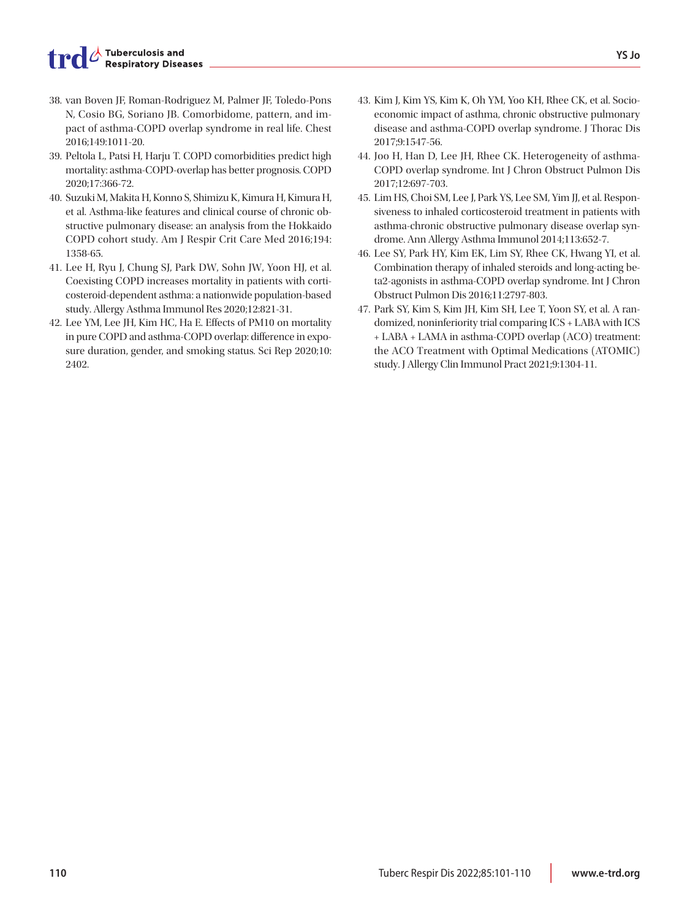38. van Boven JF, Roman-Rodriguez M, Palmer JF, Toledo-Pons N, Cosio BG, Soriano JB. Comorbidome, pattern, and impact of asthma-COPD overlap syndrome in real life. Chest 2016;149:1011-20.
39. Peltola L, Patsi H, Harju T. COPD comorbidities predict high mortality: asthma-COPD-overlap has better prognosis. COPD 2020;17:366-72.
40. Suzuki M, Makita H, Konno S, Shimizu K, Kimura H, Kimura H, et al. Asthma-like features and clinical course of chronic obstructive pulmonary disease: an analysis from the Hokkaido COPD cohort study. Am J Respir Crit Care Med 2016;194:1358-65.
41. Lee H, Ryu J, Chung SJ, Park DW, Sohn JW, Yoon HJ, et al. Coexisting COPD increases mortality in patients with corticosteroid-dependent asthma: a nationwide population-based study. Allergy Asthma Immunol Res 2020;12:821-31.
42. Lee YM, Lee JH, Kim HC, Ha E. Effects of PM10 on mortality in pure COPD and asthma-COPD overlap: difference in exposure duration, gender, and smoking status. Sci Rep 2020;10:2402.
43. Kim J, Kim YS, Kim K, Oh YM, Yoo KH, Rhee CK, et al. Socioeconomic impact of asthma, chronic obstructive pulmonary disease and asthma-COPD overlap syndrome. J Thorac Dis 2017;9:1547-56.
44. Joo H, Han D, Lee JH, Rhee CK. Heterogeneity of asthma-COPD overlap syndrome. Int J Chron Obstruct Pulmon Dis 2017;12:697-703.
45. Lim HS, Choi SM, Lee J, Park YS, Lee SM, Yim JJ, et al. Responsiveness to inhaled corticosteroid treatment in patients with asthma-chronic obstructive pulmonary disease overlap syndrome. Ann Allergy Asthma Immunol 2014;113:652-7.
46. Lee SY, Park HY, Kim EK, Lim SY, Rhee CK, Hwang YI, et al. Combination therapy of inhaled steroids and long-acting beta2-agonists in asthma-COPD overlap syndrome. Int J Chron Obstruct Pulmon Dis 2016;11:2797-803.
47. Park SY, Kim S, Kim JH, Kim SH, Lee T, Yoon SY, et al. A randomized, noninferiority trial comparing ICS + LABA with ICS + LABA + LAMA in asthma-COPD overlap (ACO) treatment: the ACO Treatment with Optimal Medications (ATOMIC) study. J Allergy Clin Immunol Pract 2021;9:1304-11.